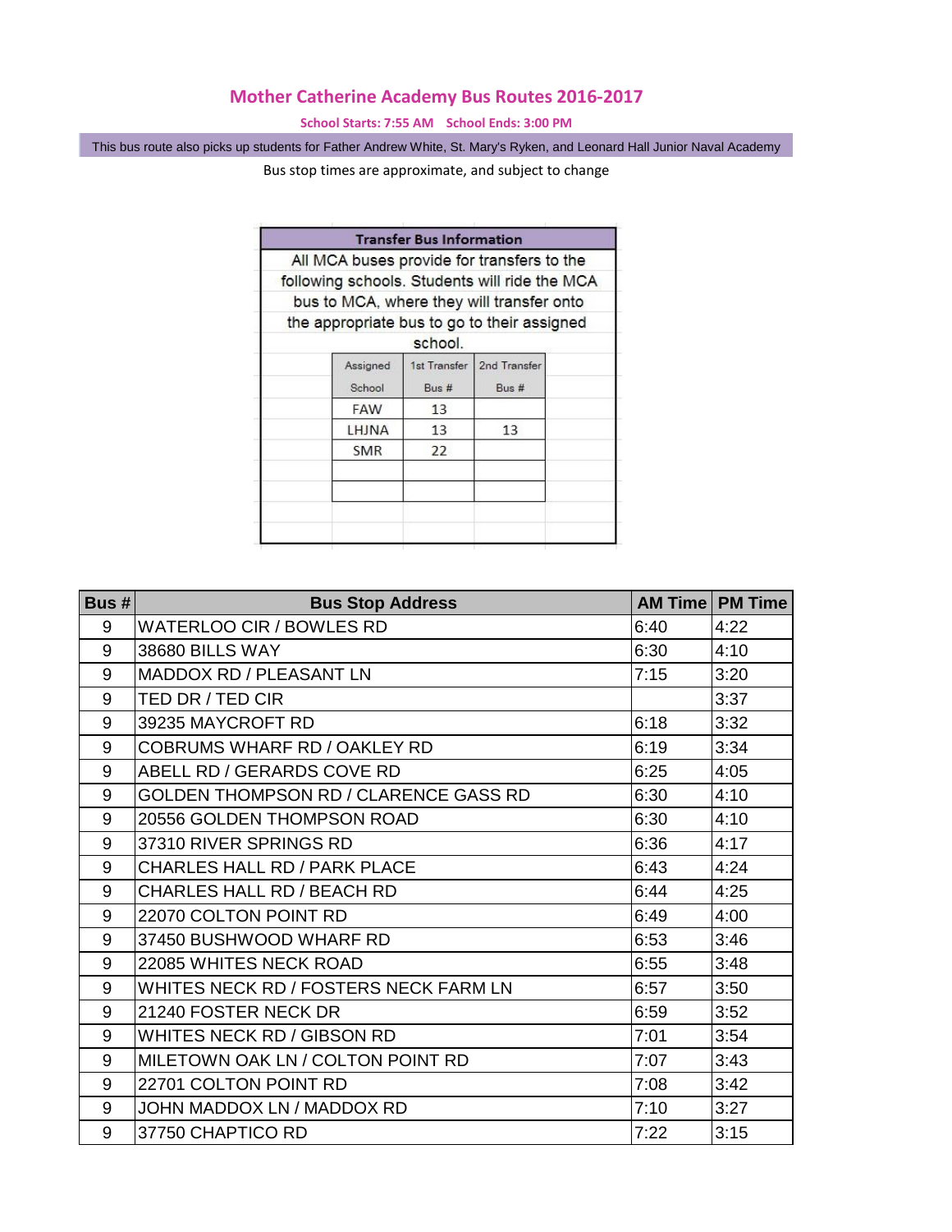# Mother Catherine Academy Bus Routes 2016-2017

**School Starts: 7:55 AM School Ends: 3:00 PM**

This bus route also picks up students for Father Andrew White, St. Mary's Ryken, and Leonard Hall Junior Naval Academy

Bus stop times are approximate, and subject to change

**Transfer Bus Information**

All MCA buses provide for transfers to the following schools. Students will ride the MCA bus to MCA, where they will transfer onto the appropriate bus to go to their assigned school.

| Assigned School | 1st Transfer Bus # | 2nd Transfer Bus # |
|---|---|---|
| FAW | 13 | |
| LHJNA | 13 | 13 |
| SMR | 22 | |
| | | |
| | | |

| Bus # | Bus Stop Address | AM Time | PM Time |
|---|---|---|---|
| 9 | WATERLOO CIR / BOWLES RD | 6:40 | 4:22 |
| 9 | 38680 BILLS WAY | 6:30 | 4:10 |
| 9 | MADDOX RD / PLEASANT LN | 7:15 | 3:20 |
| 9 | TED DR / TED CIR | | 3:37 |
| 9 | 39235 MAYCROFT RD | 6:18 | 3:32 |
| 9 | COBRUMS WHARF RD / OAKLEY RD | 6:19 | 3:34 |
| 9 | ABELL RD / GERARDS COVE RD | 6:25 | 4:05 |
| 9 | GOLDEN THOMPSON RD / CLARENCE GASS RD | 6:30 | 4:10 |
| 9 | 20556 GOLDEN THOMPSON ROAD | 6:30 | 4:10 |
| 9 | 37310 RIVER SPRINGS RD | 6:36 | 4:17 |
| 9 | CHARLES HALL RD / PARK PLACE | 6:43 | 4:24 |
| 9 | CHARLES HALL RD / BEACH RD | 6:44 | 4:25 |
| 9 | 22070 COLTON POINT RD | 6:49 | 4:00 |
| 9 | 37450 BUSHWOOD WHARF RD | 6:53 | 3:46 |
| 9 | 22085 WHITES NECK ROAD | 6:55 | 3:48 |
| 9 | WHITES NECK RD / FOSTERS NECK FARM LN | 6:57 | 3:50 |
| 9 | 21240 FOSTER NECK DR | 6:59 | 3:52 |
| 9 | WHITES NECK RD / GIBSON RD | 7:01 | 3:54 |
| 9 | MILETOWN OAK LN / COLTON POINT RD | 7:07 | 3:43 |
| 9 | 22701 COLTON POINT RD | 7:08 | 3:42 |
| 9 | JOHN MADDOX LN / MADDOX RD | 7:10 | 3:27 |
| 9 | 37750 CHAPTICO RD | 7:22 | 3:15 |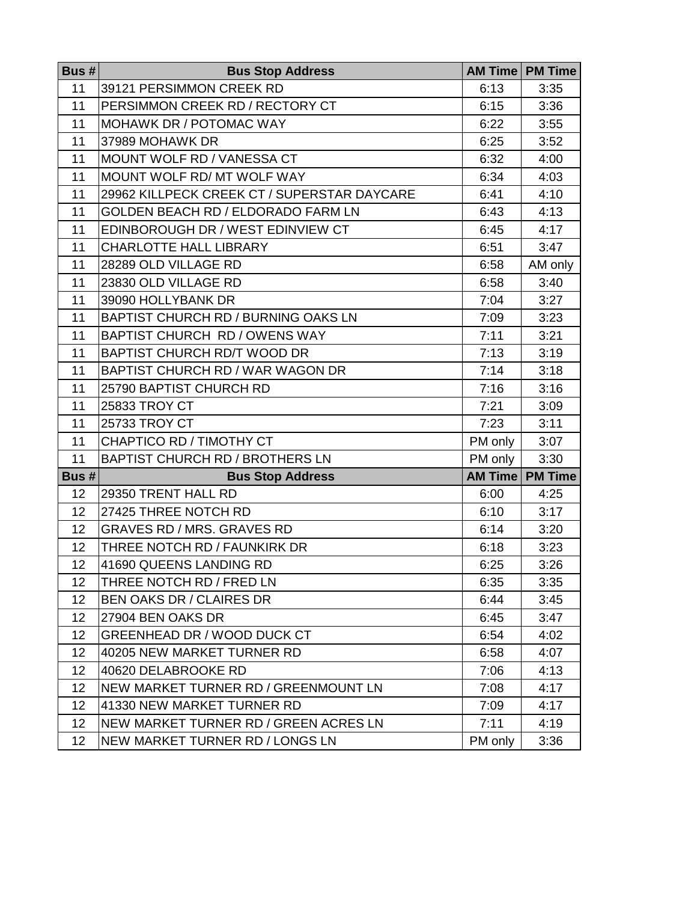| Bus # | Bus Stop Address | AM Time | PM Time |
|---|---|---|---|
| 11 | 39121 PERSIMMON CREEK RD | 6:13 | 3:35 |
| 11 | PERSIMMON CREEK RD / RECTORY CT | 6:15 | 3:36 |
| 11 | MOHAWK DR / POTOMAC WAY | 6:22 | 3:55 |
| 11 | 37989 MOHAWK DR | 6:25 | 3:52 |
| 11 | MOUNT WOLF RD / VANESSA CT | 6:32 | 4:00 |
| 11 | MOUNT WOLF RD/ MT WOLF WAY | 6:34 | 4:03 |
| 11 | 29962 KILLPECK CREEK CT / SUPERSTAR DAYCARE | 6:41 | 4:10 |
| 11 | GOLDEN BEACH RD / ELDORADO FARM LN | 6:43 | 4:13 |
| 11 | EDINBOROUGH DR / WEST EDINVIEW CT | 6:45 | 4:17 |
| 11 | CHARLOTTE HALL LIBRARY | 6:51 | 3:47 |
| 11 | 28289 OLD VILLAGE RD | 6:58 | AM only |
| 11 | 23830 OLD VILLAGE RD | 6:58 | 3:40 |
| 11 | 39090 HOLLYBANK DR | 7:04 | 3:27 |
| 11 | BAPTIST CHURCH RD / BURNING OAKS LN | 7:09 | 3:23 |
| 11 | BAPTIST CHURCH RD / OWENS WAY | 7:11 | 3:21 |
| 11 | BAPTIST CHURCH RD/T WOOD DR | 7:13 | 3:19 |
| 11 | BAPTIST CHURCH RD / WAR WAGON DR | 7:14 | 3:18 |
| 11 | 25790 BAPTIST CHURCH RD | 7:16 | 3:16 |
| 11 | 25833 TROY CT | 7:21 | 3:09 |
| 11 | 25733 TROY CT | 7:23 | 3:11 |
| 11 | CHAPTICO RD / TIMOTHY CT | PM only | 3:07 |
| 11 | BAPTIST CHURCH RD / BROTHERS LN | PM only | 3:30 |

| Bus # | Bus Stop Address | AM Time | PM Time |
|---|---|---|---|
| 12 | 29350 TRENT HALL RD | 6:00 | 4:25 |
| 12 | 27425 THREE NOTCH RD | 6:10 | 3:17 |
| 12 | GRAVES RD / MRS. GRAVES RD | 6:14 | 3:20 |
| 12 | THREE NOTCH RD / FAUNKIRK DR | 6:18 | 3:23 |
| 12 | 41690 QUEENS LANDING RD | 6:25 | 3:26 |
| 12 | THREE NOTCH RD / FRED LN | 6:35 | 3:35 |
| 12 | BEN OAKS DR / CLAIRES DR | 6:44 | 3:45 |
| 12 | 27904 BEN OAKS DR | 6:45 | 3:47 |
| 12 | GREENHEAD DR / WOOD DUCK CT | 6:54 | 4:02 |
| 12 | 40205 NEW MARKET TURNER RD | 6:58 | 4:07 |
| 12 | 40620 DELABROOKE RD | 7:06 | 4:13 |
| 12 | NEW MARKET TURNER RD / GREENMOUNT LN | 7:08 | 4:17 |
| 12 | 41330 NEW MARKET TURNER RD | 7:09 | 4:17 |
| 12 | NEW MARKET TURNER RD / GREEN ACRES LN | 7:11 | 4:19 |
| 12 | NEW MARKET TURNER RD / LONGS LN | PM only | 3:36 |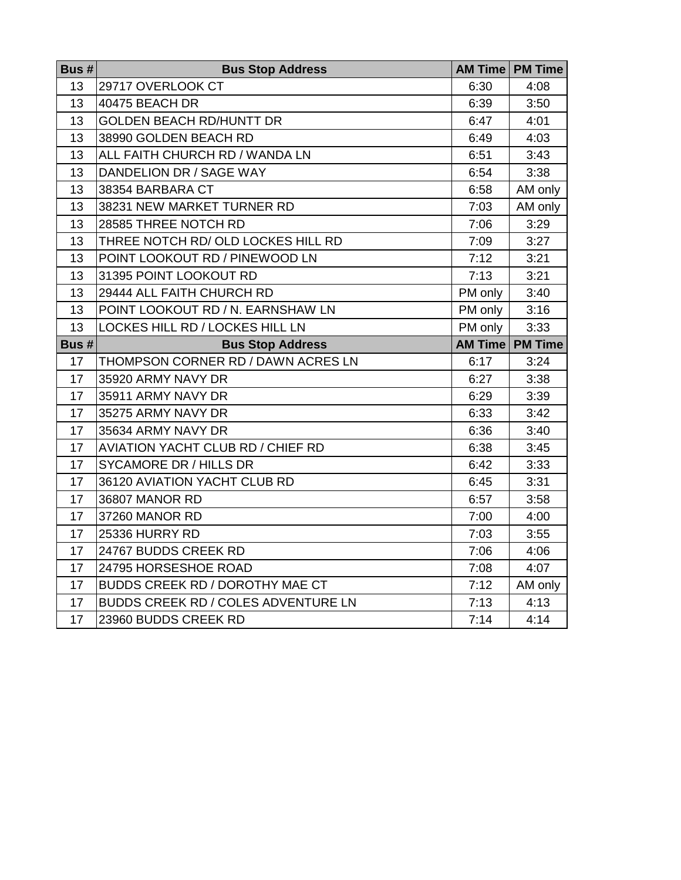| Bus # | Bus Stop Address | AM Time | PM Time |
| --- | --- | --- | --- |
| 13 | 29717 OVERLOOK CT | 6:30 | 4:08 |
| 13 | 40475 BEACH DR | 6:39 | 3:50 |
| 13 | GOLDEN BEACH RD/HUNTT DR | 6:47 | 4:01 |
| 13 | 38990 GOLDEN BEACH RD | 6:49 | 4:03 |
| 13 | ALL FAITH CHURCH RD / WANDA LN | 6:51 | 3:43 |
| 13 | DANDELION DR / SAGE WAY | 6:54 | 3:38 |
| 13 | 38354 BARBARA CT | 6:58 | AM only |
| 13 | 38231 NEW MARKET TURNER RD | 7:03 | AM only |
| 13 | 28585 THREE NOTCH RD | 7:06 | 3:29 |
| 13 | THREE NOTCH RD/ OLD LOCKES HILL RD | 7:09 | 3:27 |
| 13 | POINT LOOKOUT RD / PINEWOOD LN | 7:12 | 3:21 |
| 13 | 31395 POINT LOOKOUT RD | 7:13 | 3:21 |
| 13 | 29444 ALL FAITH CHURCH RD | PM only | 3:40 |
| 13 | POINT LOOKOUT RD / N. EARNSHAW LN | PM only | 3:16 |
| 13 | LOCKES HILL RD / LOCKES HILL LN | PM only | 3:33 |
| **Bus #** | **Bus Stop Address** | **AM Time** | **PM Time** |
| 17 | THOMPSON CORNER RD / DAWN ACRES LN | 6:17 | 3:24 |
| 17 | 35920 ARMY NAVY DR | 6:27 | 3:38 |
| 17 | 35911 ARMY NAVY DR | 6:29 | 3:39 |
| 17 | 35275 ARMY NAVY DR | 6:33 | 3:42 |
| 17 | 35634 ARMY NAVY DR | 6:36 | 3:40 |
| 17 | AVIATION YACHT CLUB RD / CHIEF RD | 6:38 | 3:45 |
| 17 | SYCAMORE DR / HILLS DR | 6:42 | 3:33 |
| 17 | 36120 AVIATION YACHT CLUB RD | 6:45 | 3:31 |
| 17 | 36807 MANOR RD | 6:57 | 3:58 |
| 17 | 37260 MANOR RD | 7:00 | 4:00 |
| 17 | 25336 HURRY RD | 7:03 | 3:55 |
| 17 | 24767 BUDDS CREEK RD | 7:06 | 4:06 |
| 17 | 24795 HORSESHOE ROAD | 7:08 | 4:07 |
| 17 | BUDDS CREEK RD / DOROTHY MAE CT | 7:12 | AM only |
| 17 | BUDDS CREEK RD / COLES ADVENTURE LN | 7:13 | 4:13 |
| 17 | 23960 BUDDS CREEK RD | 7:14 | 4:14 |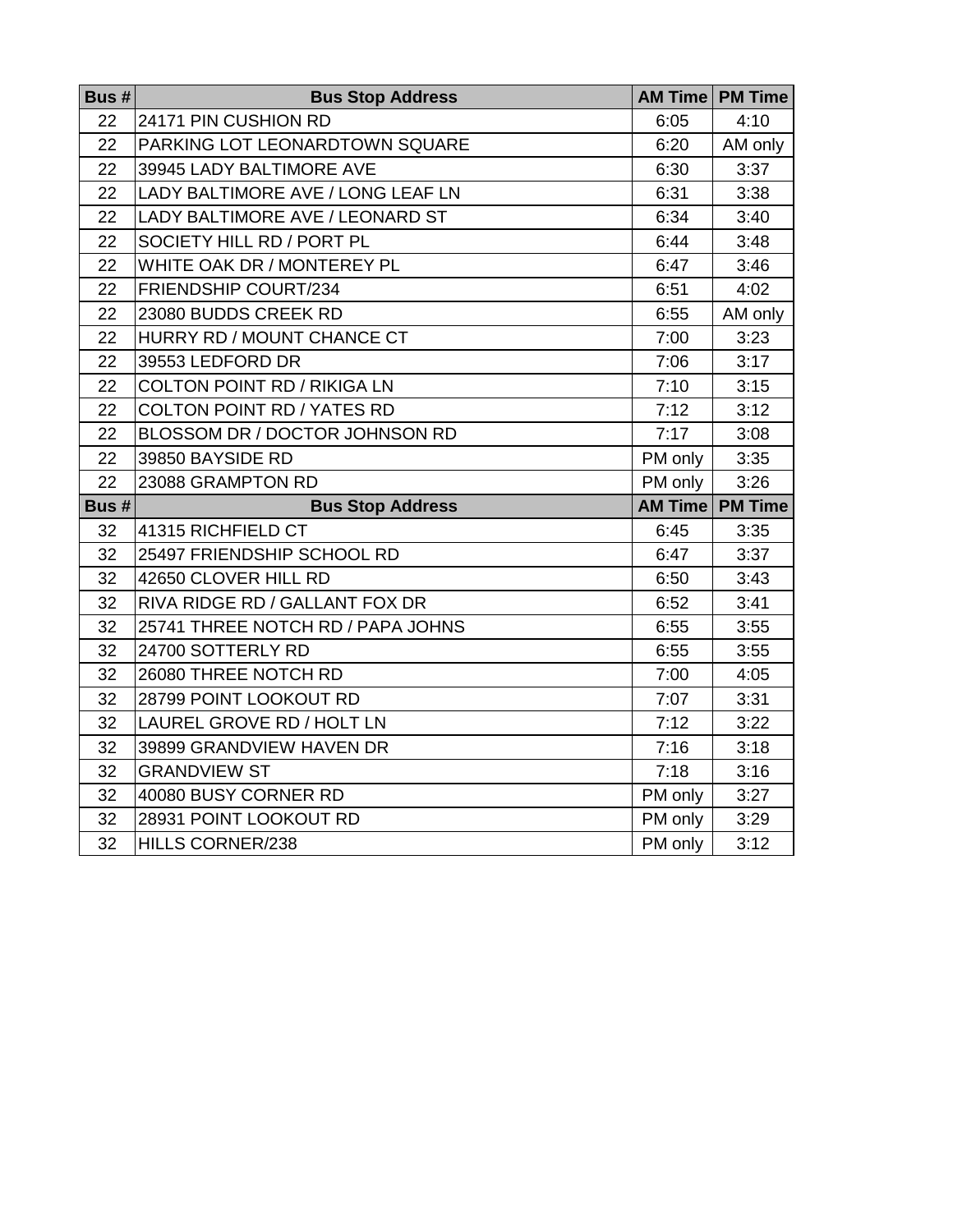| Bus # | Bus Stop Address | AM Time | PM Time |
|---|---|---|---|
| 22 | 24171 PIN CUSHION RD | 6:05 | 4:10 |
| 22 | PARKING LOT LEONARDTOWN SQUARE | 6:20 | AM only |
| 22 | 39945 LADY BALTIMORE AVE | 6:30 | 3:37 |
| 22 | LADY BALTIMORE AVE / LONG LEAF LN | 6:31 | 3:38 |
| 22 | LADY BALTIMORE AVE / LEONARD ST | 6:34 | 3:40 |
| 22 | SOCIETY HILL RD / PORT PL | 6:44 | 3:48 |
| 22 | WHITE OAK DR / MONTEREY PL | 6:47 | 3:46 |
| 22 | FRIENDSHIP COURT/234 | 6:51 | 4:02 |
| 22 | 23080 BUDDS CREEK RD | 6:55 | AM only |
| 22 | HURRY RD / MOUNT CHANCE CT | 7:00 | 3:23 |
| 22 | 39553 LEDFORD DR | 7:06 | 3:17 |
| 22 | COLTON POINT RD / RIKIGA LN | 7:10 | 3:15 |
| 22 | COLTON POINT RD / YATES RD | 7:12 | 3:12 |
| 22 | BLOSSOM DR / DOCTOR JOHNSON RD | 7:17 | 3:08 |
| 22 | 39850 BAYSIDE RD | PM only | 3:35 |
| 22 | 23088 GRAMPTON RD | PM only | 3:26 |
| **Bus #** | **Bus Stop Address** | **AM Time** | **PM Time** |
| 32 | 41315 RICHFIELD CT | 6:45 | 3:35 |
| 32 | 25497 FRIENDSHIP SCHOOL RD | 6:47 | 3:37 |
| 32 | 42650 CLOVER HILL RD | 6:50 | 3:43 |
| 32 | RIVA RIDGE RD / GALLANT FOX DR | 6:52 | 3:41 |
| 32 | 25741 THREE NOTCH RD / PAPA JOHNS | 6:55 | 3:55 |
| 32 | 24700 SOTTERLY RD | 6:55 | 3:55 |
| 32 | 26080 THREE NOTCH RD | 7:00 | 4:05 |
| 32 | 28799 POINT LOOKOUT RD | 7:07 | 3:31 |
| 32 | LAUREL GROVE RD / HOLT LN | 7:12 | 3:22 |
| 32 | 39899 GRANDVIEW HAVEN DR | 7:16 | 3:18 |
| 32 | GRANDVIEW ST | 7:18 | 3:16 |
| 32 | 40080 BUSY CORNER RD | PM only | 3:27 |
| 32 | 28931 POINT LOOKOUT RD | PM only | 3:29 |
| 32 | HILLS CORNER/238 | PM only | 3:12 |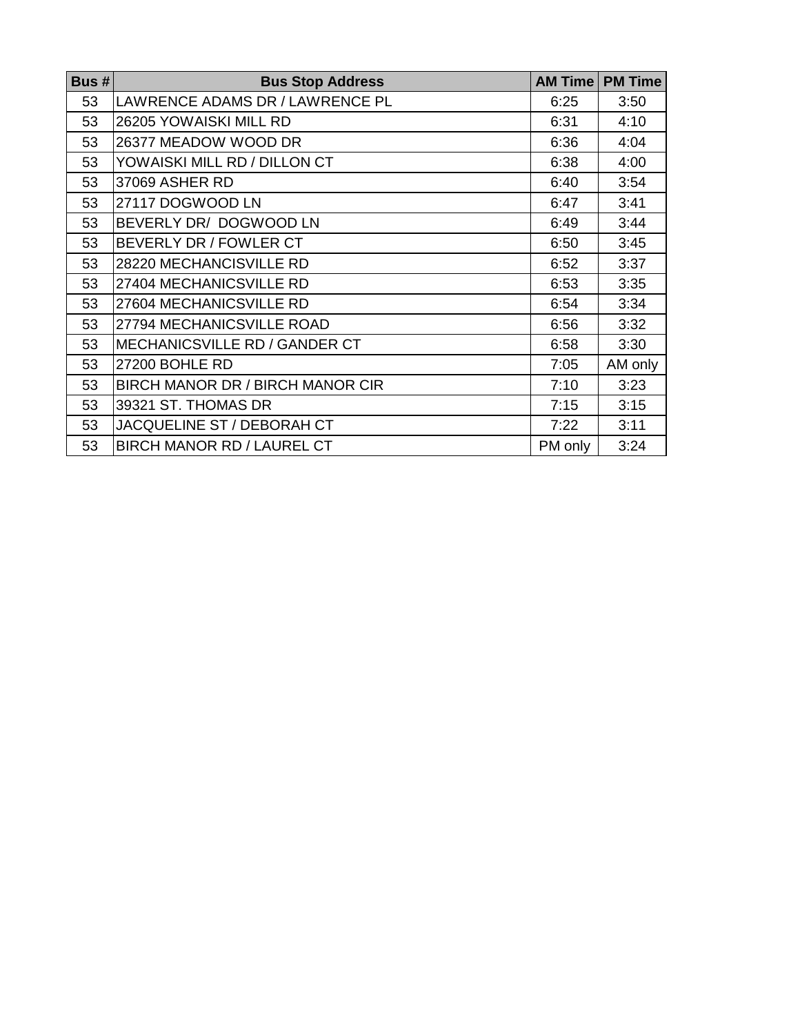| Bus # | Bus Stop Address | AM Time | PM Time |
|---|---|---|---|
| 53 | LAWRENCE ADAMS DR / LAWRENCE PL | 6:25 | 3:50 |
| 53 | 26205 YOWAISKI MILL RD | 6:31 | 4:10 |
| 53 | 26377 MEADOW WOOD DR | 6:36 | 4:04 |
| 53 | YOWAISKI MILL RD / DILLON CT | 6:38 | 4:00 |
| 53 | 37069 ASHER RD | 6:40 | 3:54 |
| 53 | 27117 DOGWOOD LN | 6:47 | 3:41 |
| 53 | BEVERLY DR/ DOGWOOD LN | 6:49 | 3:44 |
| 53 | BEVERLY DR / FOWLER CT | 6:50 | 3:45 |
| 53 | 28220 MECHANCISVILLE RD | 6:52 | 3:37 |
| 53 | 27404 MECHANICSVILLE RD | 6:53 | 3:35 |
| 53 | 27604 MECHANICSVILLE RD | 6:54 | 3:34 |
| 53 | 27794 MECHANICSVILLE ROAD | 6:56 | 3:32 |
| 53 | MECHANICSVILLE RD / GANDER CT | 6:58 | 3:30 |
| 53 | 27200 BOHLE RD | 7:05 | AM only |
| 53 | BIRCH MANOR DR / BIRCH MANOR CIR | 7:10 | 3:23 |
| 53 | 39321 ST. THOMAS DR | 7:15 | 3:15 |
| 53 | JACQUELINE ST / DEBORAH CT | 7:22 | 3:11 |
| 53 | BIRCH MANOR RD / LAUREL CT | PM only | 3:24 |